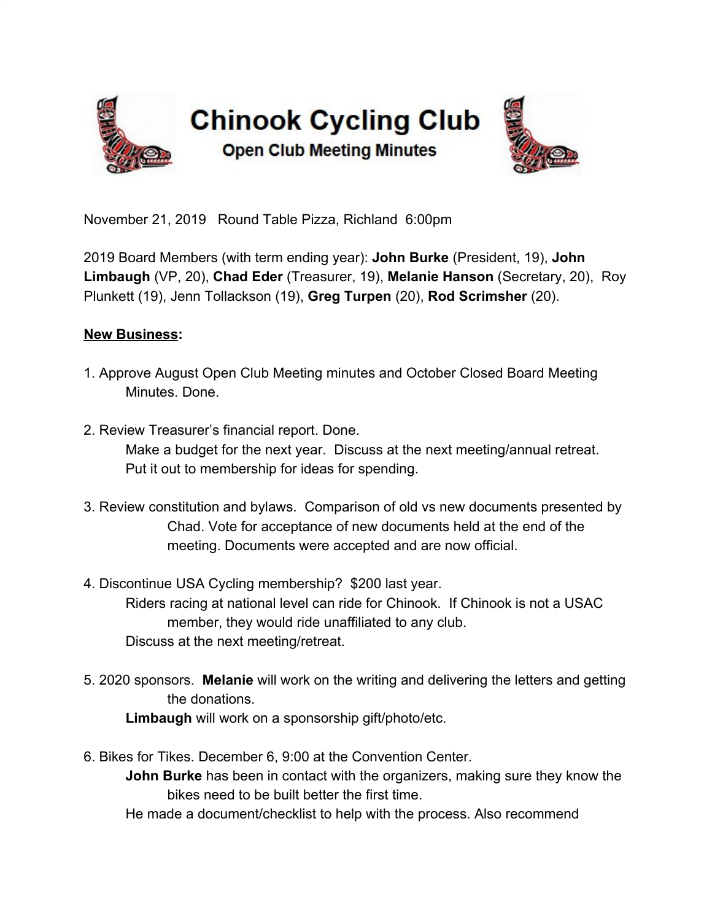# Chinook Cycling Club

## Open Club Meeting Minutes

November 21, 2019 Round Table Pizza, Richland 6:00pm

2019 Board Members (with term ending year): **John Burke** (President, 19), **John Limbaugh** (VP, 20), **Chad Eder** (Treasurer, 19), **Melanie Hanson** (Secretary, 20), Roy Plunkett (19), Jenn Tollackson (19), **Greg Turpen** (20), **Rod Scrimsher** (20).

**New Business:**

1. Approve August Open Club Meeting minutes and October Closed Board Meeting Minutes. Done.

2. Review Treasurer's financial report. Done.
   Make a budget for the next year. Discuss at the next meeting/annual retreat.
   Put it out to membership for ideas for spending.

3. Review constitution and bylaws. Comparison of old vs new documents presented by Chad. Vote for acceptance of new documents held at the end of the meeting. Documents were accepted and are now official.

4. Discontinue USA Cycling membership? $200 last year.
   Riders racing at national level can ride for Chinook. If Chinook is not a USAC member, they would ride unaffiliated to any club.
   Discuss at the next meeting/retreat.

5. 2020 sponsors. **Melanie** will work on the writing and delivering the letters and getting the donations.
   **Limbaugh** will work on a sponsorship gift/photo/etc.

6. Bikes for Tikes. December 6, 9:00 at the Convention Center.
   **John Burke** has been in contact with the organizers, making sure they know the bikes need to be built better the first time.
   He made a document/checklist to help with the process. Also recommend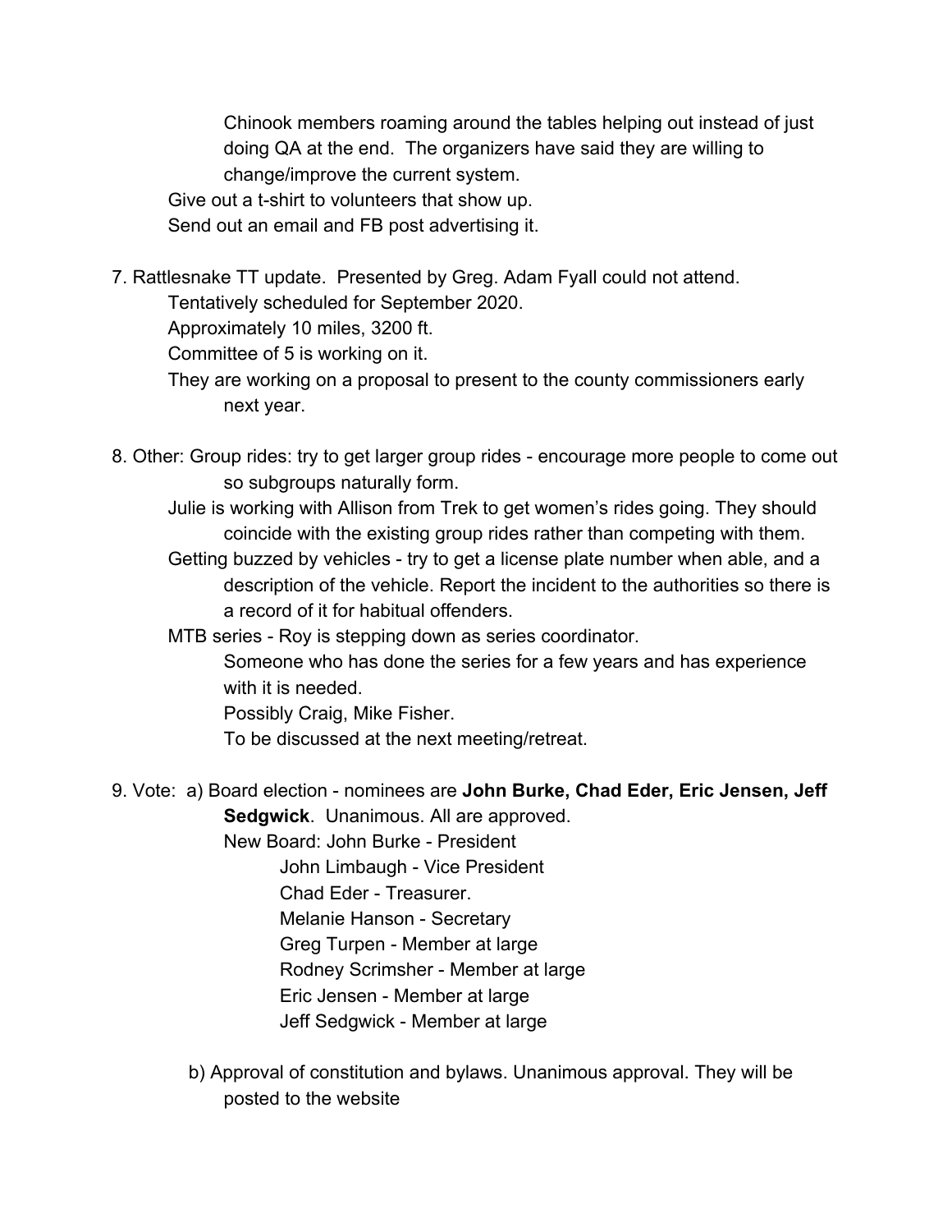Chinook members roaming around the tables helping out instead of just doing QA at the end. The organizers have said they are willing to change/improve the current system.

Give out a t-shirt to volunteers that show up.

Send out an email and FB post advertising it.

7. Rattlesnake TT update. Presented by Greg. Adam Fyall could not attend.
   - Tentatively scheduled for September 2020.
   - Approximately 10 miles, 3200 ft.
   - Committee of 5 is working on it.
   - They are working on a proposal to present to the county commissioners early next year.

8. Other: Group rides: try to get larger group rides - encourage more people to come out so subgroups naturally form.
   - Julie is working with Allison from Trek to get women's rides going. They should coincide with the existing group rides rather than competing with them.
   - Getting buzzed by vehicles - try to get a license plate number when able, and a description of the vehicle. Report the incident to the authorities so there is a record of it for habitual offenders.
   - MTB series - Roy is stepping down as series coordinator.
     - Someone who has done the series for a few years and has experience with it is needed.
     - Possibly Craig, Mike Fisher.
     - To be discussed at the next meeting/retreat.

9. Vote: a) Board election - nominees are **John Burke, Chad Eder, Eric Jensen, Jeff Sedgwick**. Unanimous. All are approved.

   New Board: John Burke - President
   - John Limbaugh - Vice President
   - Chad Eder - Treasurer.
   - Melanie Hanson - Secretary
   - Greg Turpen - Member at large
   - Rodney Scrimsher - Member at large
   - Eric Jensen - Member at large
   - Jeff Sedgwick - Member at large

   b) Approval of constitution and bylaws. Unanimous approval. They will be posted to the website